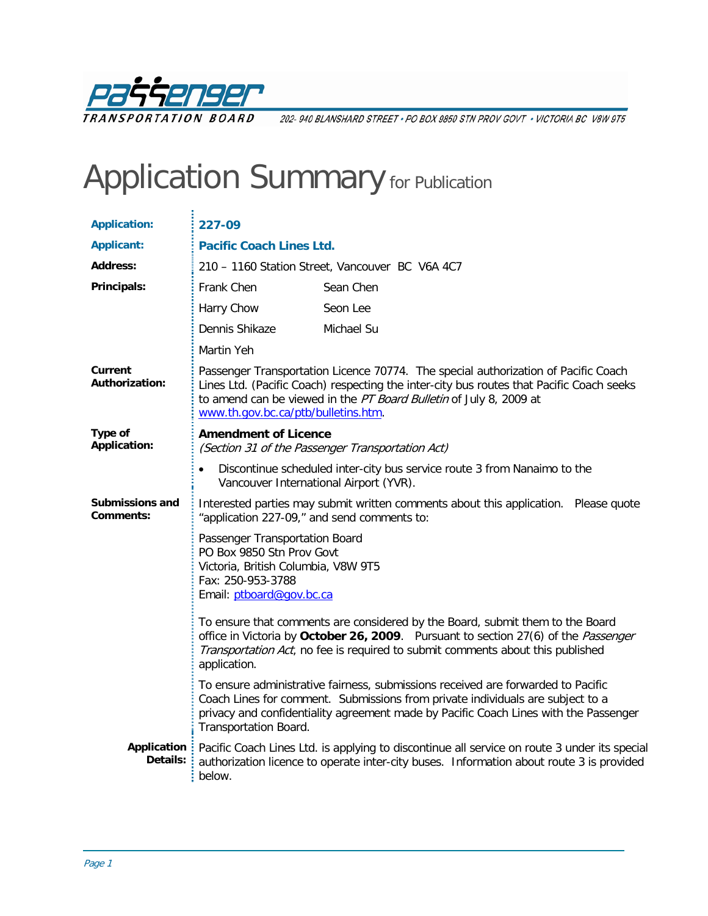**PASSENGER TRANSPORTATION BOARD** 202- 940 BLANSHARD STREET • PO BOX 9850 STN PROV GOVT • VICTORIA BC V8W 9T5

# Application Summary for Publication

**Application:** 227-09

**Applicant:** Pacific Coach Lines Ltd.

**Address:** 210 – 1160 Station Street, Vancouver BC V6A 4C7

**Principals:**

| | |
|---|---|
| Frank Chen | Sean Chen |
| Harry Chow | Seon Lee |
| Dennis Shikaze | Michael Su |
| Martin Yeh | |

**Current Authorization:** Passenger Transportation Licence 70774. The special authorization of Pacific Coach Lines Ltd. (Pacific Coach) respecting the inter-city bus routes that Pacific Coach seeks to amend can be viewed in the *PT Board Bulletin* of July 8, 2009 at www.th.gov.bc.ca/ptb/bulletins.htm.

**Type of Application:** **Amendment of Licence**
*(Section 31 of the Passenger Transportation Act)*

- Discontinue scheduled inter-city bus service route 3 from Nanaimo to the Vancouver International Airport (YVR).

**Submissions and Comments:** Interested parties may submit written comments about this application. Please quote "application 227-09," and send comments to:

Passenger Transportation Board
PO Box 9850 Stn Prov Govt
Victoria, British Columbia, V8W 9T5
Fax: 250-953-3788
Email: ptboard@gov.bc.ca

To ensure that comments are considered by the Board, submit them to the Board office in Victoria by **October 26, 2009**. Pursuant to section 27(6) of the *Passenger Transportation Act*, no fee is required to submit comments about this published application.

To ensure administrative fairness, submissions received are forwarded to Pacific Coach Lines for comment. Submissions from private individuals are subject to a privacy and confidentiality agreement made by Pacific Coach Lines with the Passenger Transportation Board.

**Application Details:** Pacific Coach Lines Ltd. is applying to discontinue all service on route 3 under its special authorization licence to operate inter-city buses. Information about route 3 is provided below.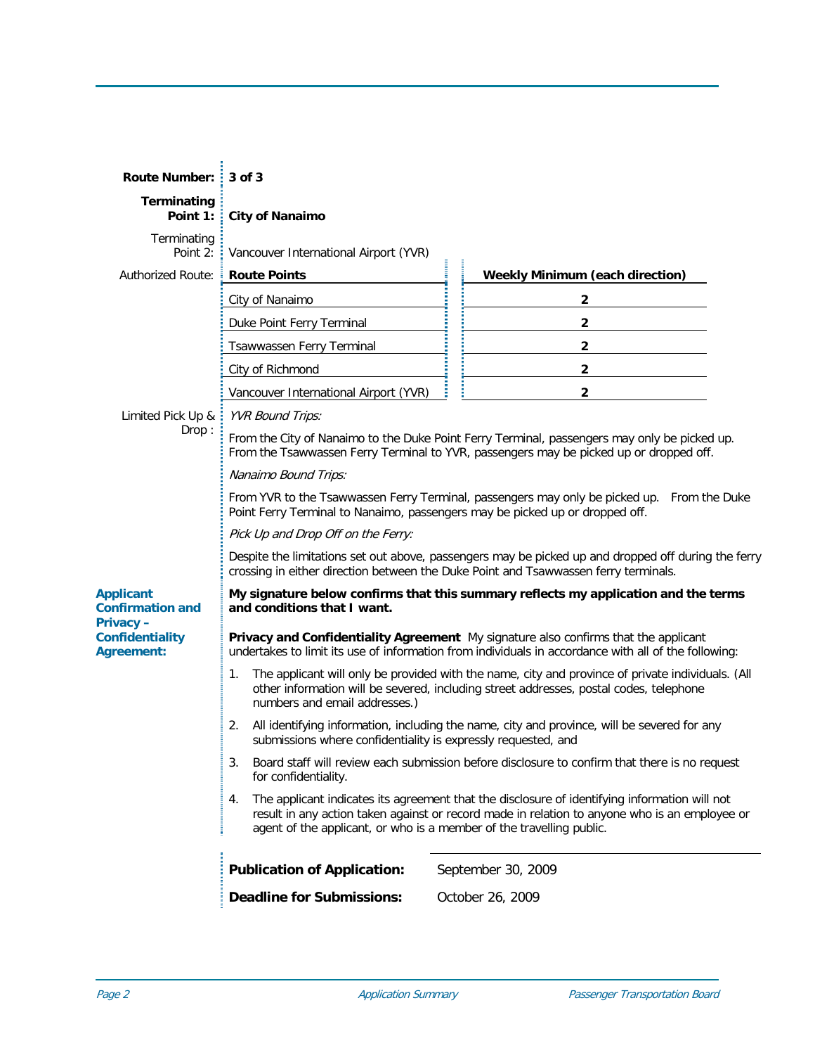**Route Number:** **3 of 3**

**Terminating Point 1:** **City of Nanaimo**

Terminating Point 2: Vancouver International Airport (YVR)

Authorized Route:

| Route Points | Weekly Minimum (each direction) |
|---|---|
| City of Nanaimo | 2 |
| Duke Point Ferry Terminal | 2 |
| Tsawwassen Ferry Terminal | 2 |
| City of Richmond | 2 |
| Vancouver International Airport (YVR) | 2 |

Limited Pick Up & Drop :

*YVR Bound Trips:*

From the City of Nanaimo to the Duke Point Ferry Terminal, passengers may only be picked up. From the Tsawwassen Ferry Terminal to YVR, passengers may be picked up or dropped off.

*Nanaimo Bound Trips:*

From YVR to the Tsawwassen Ferry Terminal, passengers may only be picked up. From the Duke Point Ferry Terminal to Nanaimo, passengers may be picked up or dropped off.

*Pick Up and Drop Off on the Ferry:*

Despite the limitations set out above, passengers may be picked up and dropped off during the ferry crossing in either direction between the Duke Point and Tsawwassen ferry terminals.

**Applicant Confirmation and Privacy – Confidentiality Agreement:**

**My signature below confirms that this summary reflects my application and the terms and conditions that I want.**

**Privacy and Confidentiality Agreement** My signature also confirms that the applicant undertakes to limit its use of information from individuals in accordance with all of the following:

1. The applicant will only be provided with the name, city and province of private individuals. (All other information will be severed, including street addresses, postal codes, telephone numbers and email addresses.)
2. All identifying information, including the name, city and province, will be severed for any submissions where confidentiality is expressly requested, and
3. Board staff will review each submission before disclosure to confirm that there is no request for confidentiality.
4. The applicant indicates its agreement that the disclosure of identifying information will not result in any action taken against or record made in relation to anyone who is an employee or agent of the applicant, or who is a member of the travelling public.

**Publication of Application:** September 30, 2009

**Deadline for Submissions:** October 26, 2009